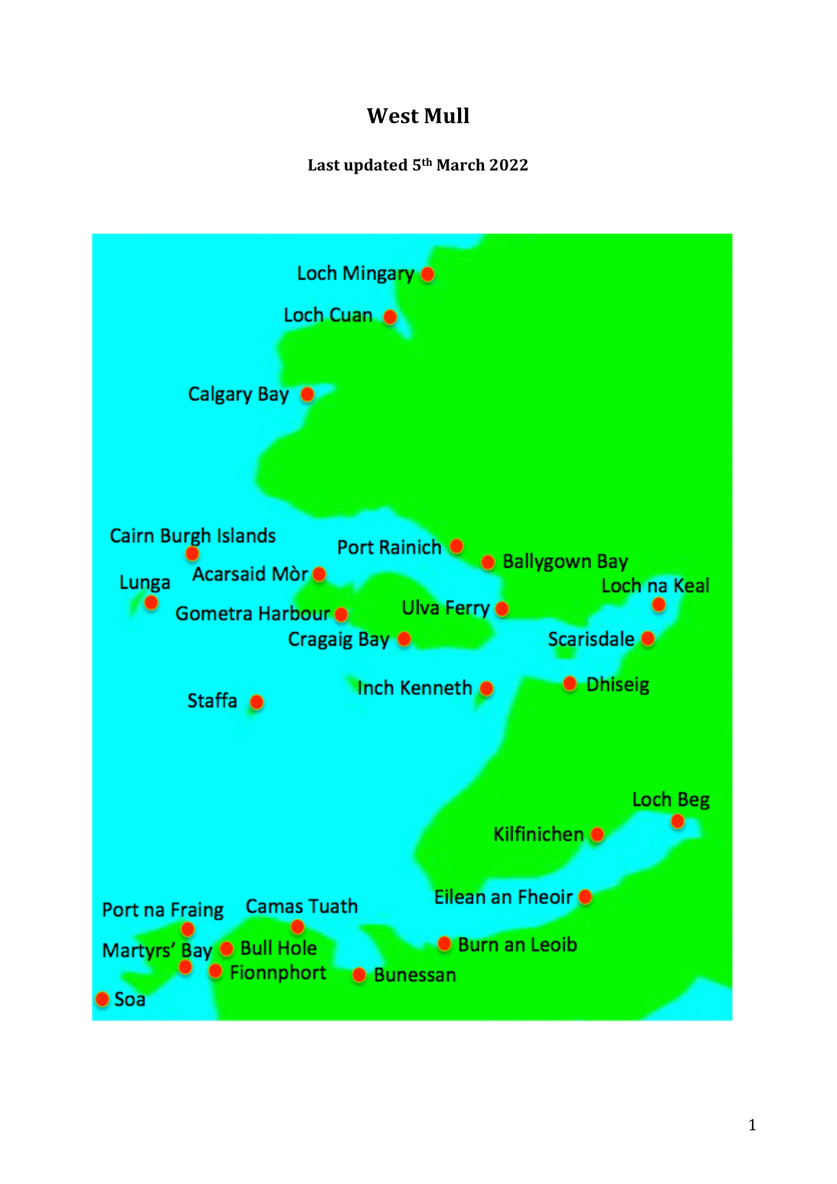# West Mull

**Last updated 5th March 2022**

Loch Mingary

Loch Cuan

Calgary Bay

Cairn Burgh Islands

Port Rainich

Ballygown Bay

Acarsaid Mòr

Lunga

Loch na Keal

Gometra Harbour

Ulva Ferry

Cragaig Bay

Scarisdale

Inch Kenneth

Dhiseig

Staffa

Loch Beg

Kilfinichen

Eilean an Fheoir

Port na Fraing

Camas Tuath

Burn an Leoib

Martyrs' Bay

Bull Hole

Fionnphort

Bunessan

Soa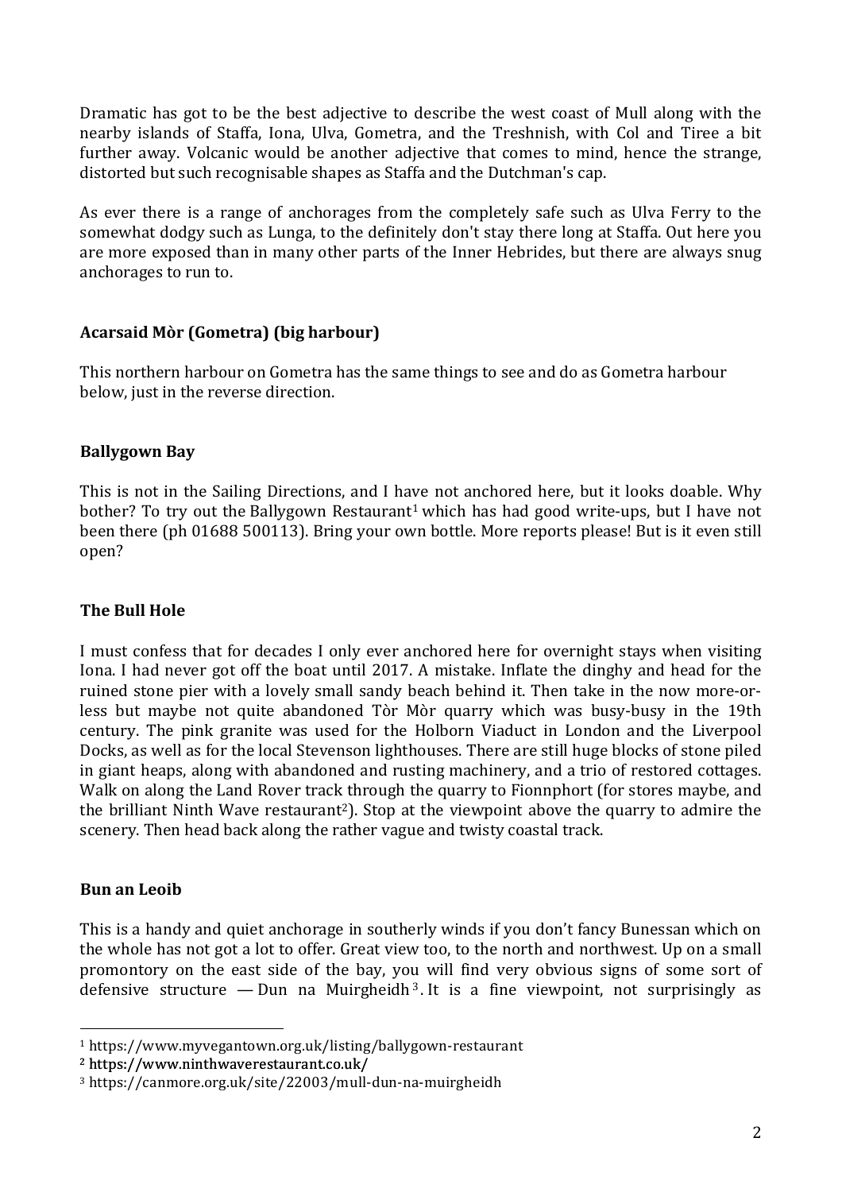Dramatic has got to be the best adjective to describe the west coast of Mull along with the nearby islands of Staffa, Iona, Ulva, Gometra, and the Treshnish, with Col and Tiree a bit further away. Volcanic would be another adjective that comes to mind, hence the strange, distorted but such recognisable shapes as Staffa and the Dutchman's cap.

As ever there is a range of anchorages from the completely safe such as Ulva Ferry to the somewhat dodgy such as Lunga, to the definitely don't stay there long at Staffa. Out here you are more exposed than in many other parts of the Inner Hebrides, but there are always snug anchorages to run to.

### Acarsaid Mòr (Gometra) (big harbour)

This northern harbour on Gometra has the same things to see and do as Gometra harbour below, just in the reverse direction.

### Ballygown Bay

This is not in the Sailing Directions, and I have not anchored here, but it looks doable. Why bother? To try out the Ballygown Restaurant[1] which has had good write-ups, but I have not been there (ph 01688 500113). Bring your own bottle. More reports please! But is it even still open?

### The Bull Hole

I must confess that for decades I only ever anchored here for overnight stays when visiting Iona. I had never got off the boat until 2017. A mistake. Inflate the dinghy and head for the ruined stone pier with a lovely small sandy beach behind it. Then take in the now more-or-less but maybe not quite abandoned Tòr Mòr quarry which was busy-busy in the 19th century. The pink granite was used for the Holborn Viaduct in London and the Liverpool Docks, as well as for the local Stevenson lighthouses. There are still huge blocks of stone piled in giant heaps, along with abandoned and rusting machinery, and a trio of restored cottages. Walk on along the Land Rover track through the quarry to Fionnphort (for stores maybe, and the brilliant Ninth Wave restaurant[2]). Stop at the viewpoint above the quarry to admire the scenery. Then head back along the rather vague and twisty coastal track.

### Bun an Leoib

This is a handy and quiet anchorage in southerly winds if you don't fancy Bunessan which on the whole has not got a lot to offer. Great view too, to the north and northwest. Up on a small promontory on the east side of the bay, you will find very obvious signs of some sort of defensive structure — Dun na Muirgheidh[3]. It is a fine viewpoint, not surprisingly as

---

[1] https://www.myvegantown.org.uk/listing/ballygown-restaurant

[2] https://www.ninthwaverestaurant.co.uk/

[3] https://canmore.org.uk/site/22003/mull-dun-na-muirgheidh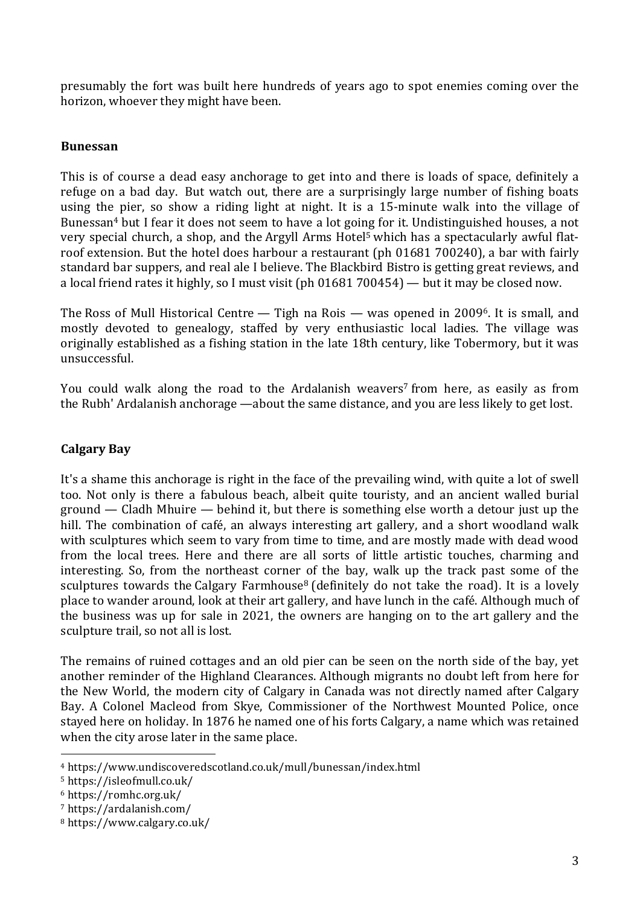presumably the fort was built here hundreds of years ago to spot enemies coming over the horizon, whoever they might have been.

### Bunessan

This is of course a dead easy anchorage to get into and there is loads of space, definitely a refuge on a bad day. But watch out, there are a surprisingly large number of fishing boats using the pier, so show a riding light at night. It is a 15-minute walk into the village of Bunessan[4] but I fear it does not seem to have a lot going for it. Undistinguished houses, a not very special church, a shop, and the Argyll Arms Hotel[5] which has a spectacularly awful flat-roof extension. But the hotel does harbour a restaurant (ph 01681 700240), a bar with fairly standard bar suppers, and real ale I believe. The Blackbird Bistro is getting great reviews, and a local friend rates it highly, so I must visit (ph 01681 700454) — but it may be closed now.

The Ross of Mull Historical Centre — Tigh na Rois — was opened in 2009[6]. It is small, and mostly devoted to genealogy, staffed by very enthusiastic local ladies. The village was originally established as a fishing station in the late 18th century, like Tobermory, but it was unsuccessful.

You could walk along the road to the Ardalanish weavers[7] from here, as easily as from the Rubh' Ardalanish anchorage —about the same distance, and you are less likely to get lost.

### Calgary Bay

It's a shame this anchorage is right in the face of the prevailing wind, with quite a lot of swell too. Not only is there a fabulous beach, albeit quite touristy, and an ancient walled burial ground — Cladh Mhuire — behind it, but there is something else worth a detour just up the hill. The combination of café, an always interesting art gallery, and a short woodland walk with sculptures which seem to vary from time to time, and are mostly made with dead wood from the local trees. Here and there are all sorts of little artistic touches, charming and interesting. So, from the northeast corner of the bay, walk up the track past some of the sculptures towards the Calgary Farmhouse[8] (definitely do not take the road). It is a lovely place to wander around, look at their art gallery, and have lunch in the café. Although much of the business was up for sale in 2021, the owners are hanging on to the art gallery and the sculpture trail, so not all is lost.

The remains of ruined cottages and an old pier can be seen on the north side of the bay, yet another reminder of the Highland Clearances. Although migrants no doubt left from here for the New World, the modern city of Calgary in Canada was not directly named after Calgary Bay. A Colonel Macleod from Skye, Commissioner of the Northwest Mounted Police, once stayed here on holiday. In 1876 he named one of his forts Calgary, a name which was retained when the city arose later in the same place.

---

[4] https://www.undiscoveredscotland.co.uk/mull/bunessan/index.html

[5] https://isleofmull.co.uk/

[6] https://romhc.org.uk/

[7] https://ardalanish.com/

[8] https://www.calgary.co.uk/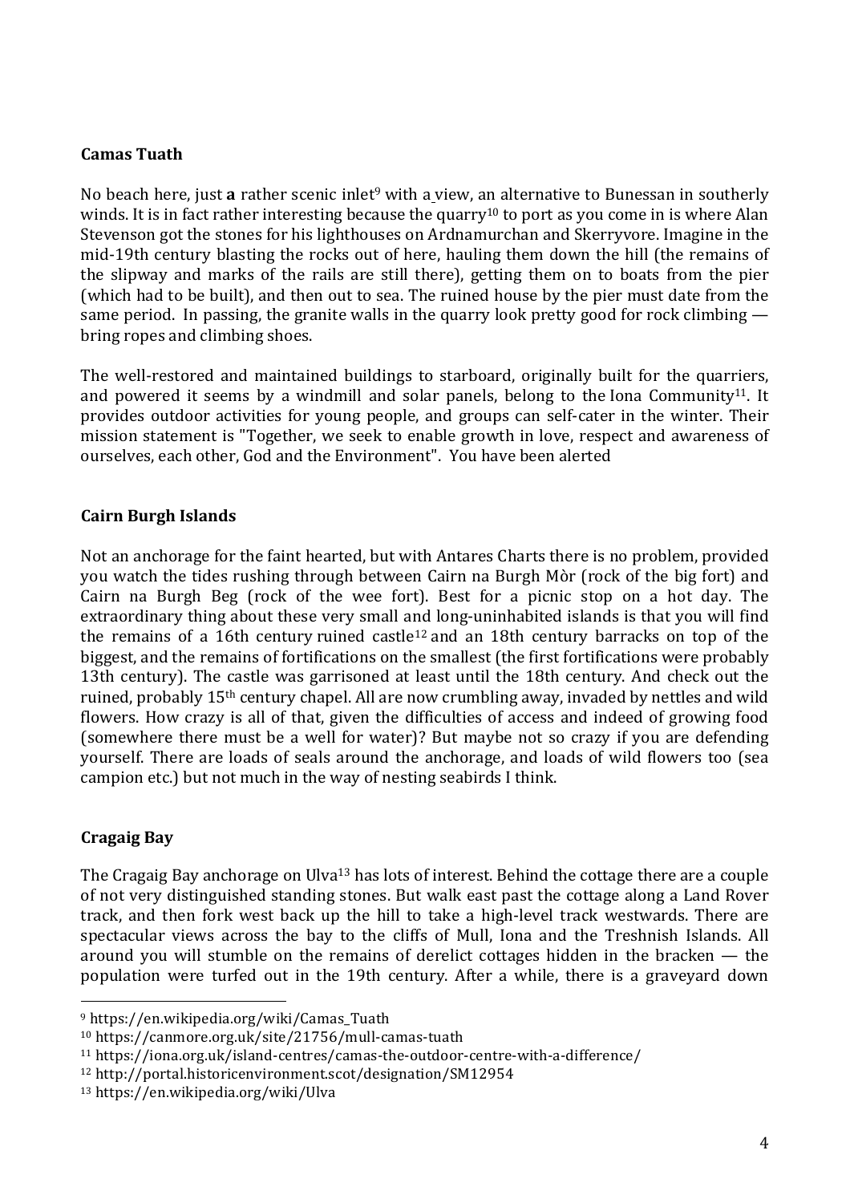**Camas Tuath**

No beach here, just **a** rather scenic inlet[9] with a view, an alternative to Bunessan in southerly winds. It is in fact rather interesting because the quarry[10] to port as you come in is where Alan Stevenson got the stones for his lighthouses on Ardnamurchan and Skerryvore. Imagine in the mid-19th century blasting the rocks out of here, hauling them down the hill (the remains of the slipway and marks of the rails are still there), getting them on to boats from the pier (which had to be built), and then out to sea. The ruined house by the pier must date from the same period. In passing, the granite walls in the quarry look pretty good for rock climbing — bring ropes and climbing shoes.

The well-restored and maintained buildings to starboard, originally built for the quarriers, and powered it seems by a windmill and solar panels, belong to the Iona Community[11]. It provides outdoor activities for young people, and groups can self-cater in the winter. Their mission statement is "Together, we seek to enable growth in love, respect and awareness of ourselves, each other, God and the Environment". You have been alerted

**Cairn Burgh Islands**

Not an anchorage for the faint hearted, but with Antares Charts there is no problem, provided you watch the tides rushing through between Cairn na Burgh Mòr (rock of the big fort) and Cairn na Burgh Beg (rock of the wee fort). Best for a picnic stop on a hot day. The extraordinary thing about these very small and long-uninhabited islands is that you will find the remains of a 16th century ruined castle[12] and an 18th century barracks on top of the biggest, and the remains of fortifications on the smallest (the first fortifications were probably 13th century). The castle was garrisoned at least until the 18th century. And check out the ruined, probably 15th century chapel. All are now crumbling away, invaded by nettles and wild flowers. How crazy is all of that, given the difficulties of access and indeed of growing food (somewhere there must be a well for water)? But maybe not so crazy if you are defending yourself. There are loads of seals around the anchorage, and loads of wild flowers too (sea campion etc.) but not much in the way of nesting seabirds I think.

**Cragaig Bay**

The Cragaig Bay anchorage on Ulva[13] has lots of interest. Behind the cottage there are a couple of not very distinguished standing stones. But walk east past the cottage along a Land Rover track, and then fork west back up the hill to take a high-level track westwards. There are spectacular views across the bay to the cliffs of Mull, Iona and the Treshnish Islands. All around you will stumble on the remains of derelict cottages hidden in the bracken — the population were turfed out in the 19th century. After a while, there is a graveyard down

---

[9] https://en.wikipedia.org/wiki/Camas_Tuath

[10] https://canmore.org.uk/site/21756/mull-camas-tuath

[11] https://iona.org.uk/island-centres/camas-the-outdoor-centre-with-a-difference/

[12] http://portal.historicenvironment.scot/designation/SM12954

[13] https://en.wikipedia.org/wiki/Ulva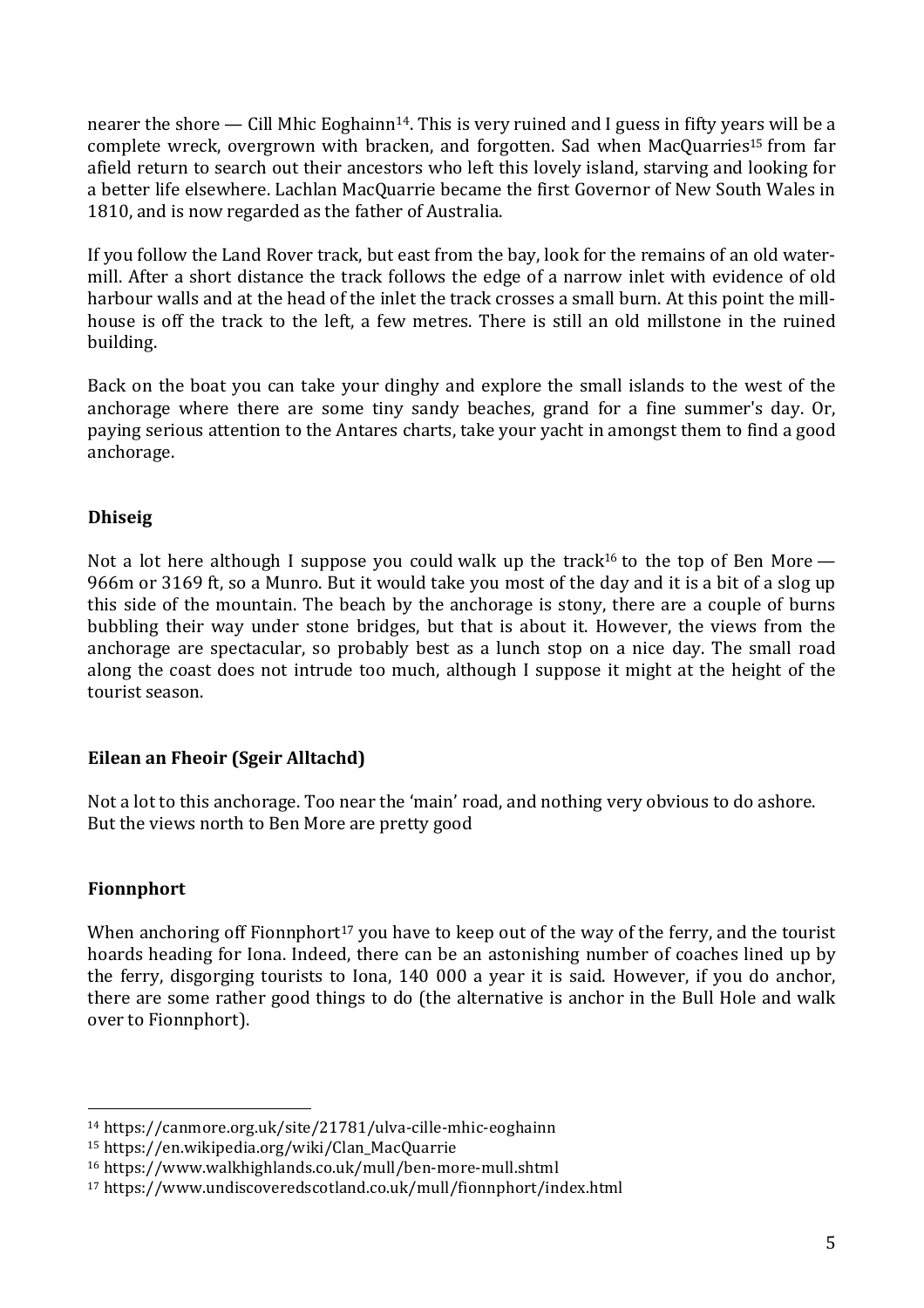nearer the shore — Cill Mhic Eoghainn[14]. This is very ruined and I guess in fifty years will be a complete wreck, overgrown with bracken, and forgotten. Sad when MacQuarries[15] from far afield return to search out their ancestors who left this lovely island, starving and looking for a better life elsewhere. Lachlan MacQuarrie became the first Governor of New South Wales in 1810, and is now regarded as the father of Australia.

If you follow the Land Rover track, but east from the bay, look for the remains of an old water-mill. After a short distance the track follows the edge of a narrow inlet with evidence of old harbour walls and at the head of the inlet the track crosses a small burn. At this point the mill-house is off the track to the left, a few metres. There is still an old millstone in the ruined building.

Back on the boat you can take your dinghy and explore the small islands to the west of the anchorage where there are some tiny sandy beaches, grand for a fine summer's day. Or, paying serious attention to the Antares charts, take your yacht in amongst them to find a good anchorage.

### Dhiseig

Not a lot here although I suppose you could walk up the track[16] to the top of Ben More — 966m or 3169 ft, so a Munro. But it would take you most of the day and it is a bit of a slog up this side of the mountain. The beach by the anchorage is stony, there are a couple of burns bubbling their way under stone bridges, but that is about it. However, the views from the anchorage are spectacular, so probably best as a lunch stop on a nice day. The small road along the coast does not intrude too much, although I suppose it might at the height of the tourist season.

### Eilean an Fheoir (Sgeir Alltachd)

Not a lot to this anchorage. Too near the 'main' road, and nothing very obvious to do ashore. But the views north to Ben More are pretty good

### Fionnphort

When anchoring off Fionnphort[17] you have to keep out of the way of the ferry, and the tourist hoards heading for Iona. Indeed, there can be an astonishing number of coaches lined up by the ferry, disgorging tourists to Iona, 140 000 a year it is said. However, if you do anchor, there are some rather good things to do (the alternative is anchor in the Bull Hole and walk over to Fionnphort).

---

[14] https://canmore.org.uk/site/21781/ulva-cille-mhic-eoghainn

[15] https://en.wikipedia.org/wiki/Clan_MacQuarrie

[16] https://www.walkhighlands.co.uk/mull/ben-more-mull.shtml

[17] https://www.undiscoveredscotland.co.uk/mull/fionnphort/index.html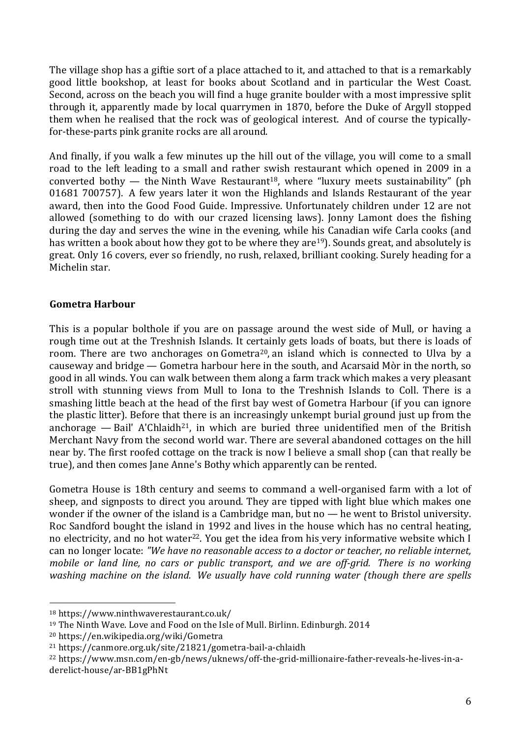The village shop has a giftie sort of a place attached to it, and attached to that is a remarkably good little bookshop, at least for books about Scotland and in particular the West Coast. Second, across on the beach you will find a huge granite boulder with a most impressive split through it, apparently made by local quarrymen in 1870, before the Duke of Argyll stopped them when he realised that the rock was of geological interest. And of course the typically-for-these-parts pink granite rocks are all around.

And finally, if you walk a few minutes up the hill out of the village, you will come to a small road to the left leading to a small and rather swish restaurant which opened in 2009 in a converted bothy — the Ninth Wave Restaurant[18], where "luxury meets sustainability" (ph 01681 700757). A few years later it won the Highlands and Islands Restaurant of the year award, then into the Good Food Guide. Impressive. Unfortunately children under 12 are not allowed (something to do with our crazed licensing laws). Jonny Lamont does the fishing during the day and serves the wine in the evening, while his Canadian wife Carla cooks (and has written a book about how they got to be where they are[19]). Sounds great, and absolutely is great. Only 16 covers, ever so friendly, no rush, relaxed, brilliant cooking. Surely heading for a Michelin star.

**Gometra Harbour**

This is a popular bolthole if you are on passage around the west side of Mull, or having a rough time out at the Treshnish Islands. It certainly gets loads of boats, but there is loads of room. There are two anchorages on Gometra[20], an island which is connected to Ulva by a causeway and bridge — Gometra harbour here in the south, and Acarsaid Mòr in the north, so good in all winds. You can walk between them along a farm track which makes a very pleasant stroll with stunning views from Mull to Iona to the Treshnish Islands to Coll. There is a smashing little beach at the head of the first bay west of Gometra Harbour (if you can ignore the plastic litter). Before that there is an increasingly unkempt burial ground just up from the anchorage — Bail' A'Chlaidh[21], in which are buried three unidentified men of the British Merchant Navy from the second world war. There are several abandoned cottages on the hill near by. The first roofed cottage on the track is now I believe a small shop (can that really be true), and then comes Jane Anne's Bothy which apparently can be rented.

Gometra House is 18th century and seems to command a well-organised farm with a lot of sheep, and signposts to direct you around. They are tipped with light blue which makes one wonder if the owner of the island is a Cambridge man, but no — he went to Bristol university. Roc Sandford bought the island in 1992 and lives in the house which has no central heating, no electricity, and no hot water[22]. You get the idea from his very informative website which I can no longer locate: *"We have no reasonable access to a doctor or teacher, no reliable internet, mobile or land line, no cars or public transport, and we are off-grid. There is no working washing machine on the island. We usually have cold running water (though there are spells*

---

[18] https://www.ninthwaverestaurant.co.uk/

[19] The Ninth Wave. Love and Food on the Isle of Mull. Birlinn. Edinburgh. 2014

[20] https://en.wikipedia.org/wiki/Gometra

[21] https://canmore.org.uk/site/21821/gometra-bail-a-chlaidh

[22] https://www.msn.com/en-gb/news/uknews/off-the-grid-millionaire-father-reveals-he-lives-in-a-derelict-house/ar-BB1gPhNt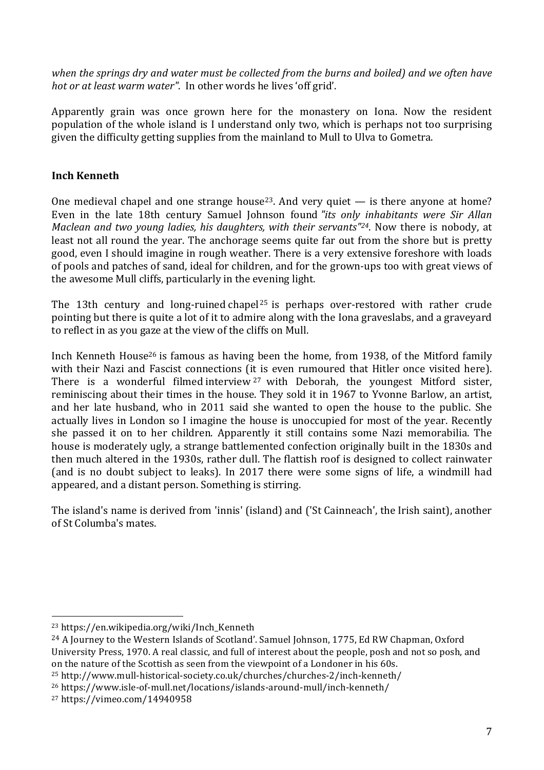*when the springs dry and water must be collected from the burns and boiled) and we often have hot or at least warm water"*. In other words he lives 'off grid'.

Apparently grain was once grown here for the monastery on Iona. Now the resident population of the whole island is I understand only two, which is perhaps not too surprising given the difficulty getting supplies from the mainland to Mull to Ulva to Gometra.

**Inch Kenneth**

One medieval chapel and one strange house[23]. And very quiet — is there anyone at home? Even in the late 18th century Samuel Johnson found *"its only inhabitants were Sir Allan Maclean and two young ladies, his daughters, with their servants"[24]*. Now there is nobody, at least not all round the year. The anchorage seems quite far out from the shore but is pretty good, even I should imagine in rough weather. There is a very extensive foreshore with loads of pools and patches of sand, ideal for children, and for the grown-ups too with great views of the awesome Mull cliffs, particularly in the evening light.

The 13th century and long-ruined chapel[25] is perhaps over-restored with rather crude pointing but there is quite a lot of it to admire along with the Iona graveslabs, and a graveyard to reflect in as you gaze at the view of the cliffs on Mull.

Inch Kenneth House[26] is famous as having been the home, from 1938, of the Mitford family with their Nazi and Fascist connections (it is even rumoured that Hitler once visited here). There is a wonderful filmed interview[27] with Deborah, the youngest Mitford sister, reminiscing about their times in the house. They sold it in 1967 to Yvonne Barlow, an artist, and her late husband, who in 2011 said she wanted to open the house to the public. She actually lives in London so I imagine the house is unoccupied for most of the year. Recently she passed it on to her children. Apparently it still contains some Nazi memorabilia. The house is moderately ugly, a strange battlemented confection originally built in the 1830s and then much altered in the 1930s, rather dull. The flattish roof is designed to collect rainwater (and is no doubt subject to leaks). In 2017 there were some signs of life, a windmill had appeared, and a distant person. Something is stirring.

The island's name is derived from 'innis' (island) and ('St Cainneach', the Irish saint), another of St Columba's mates.

---

[23] https://en.wikipedia.org/wiki/Inch_Kenneth

[24] A Journey to the Western Islands of Scotland'. Samuel Johnson, 1775, Ed RW Chapman, Oxford University Press, 1970. A real classic, and full of interest about the people, posh and not so posh, and on the nature of the Scottish as seen from the viewpoint of a Londoner in his 60s.

[25] http://www.mull-historical-society.co.uk/churches/churches-2/inch-kenneth/

[26] https://www.isle-of-mull.net/locations/islands-around-mull/inch-kenneth/

[27] https://vimeo.com/14940958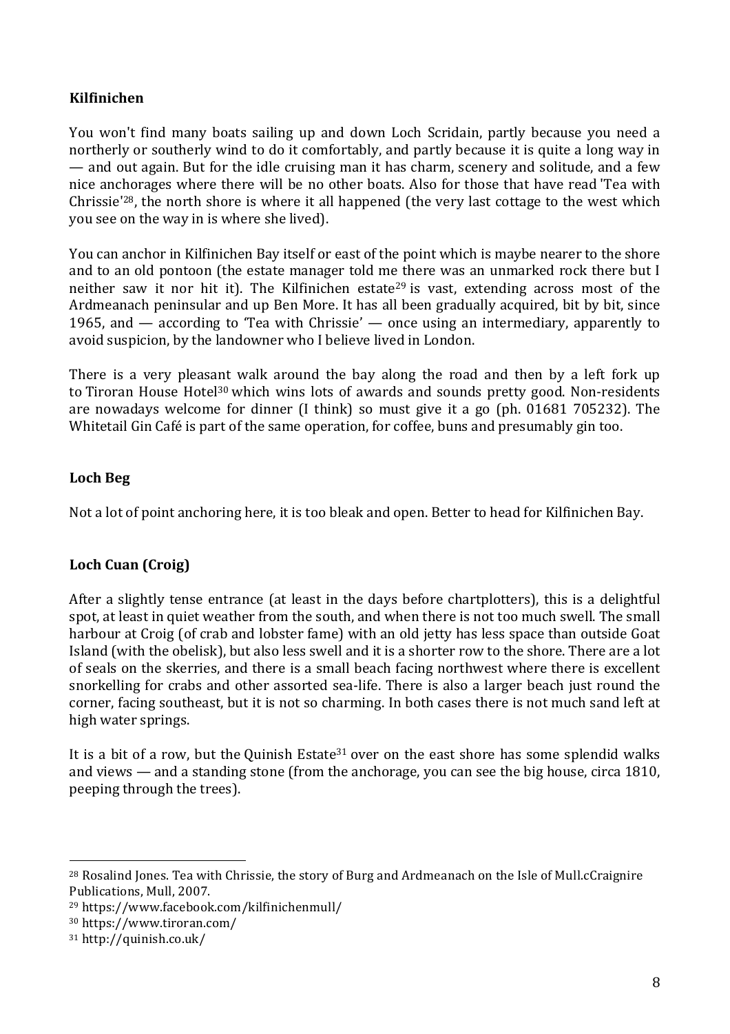**Kilfinichen**

You won't find many boats sailing up and down Loch Scridain, partly because you need a northerly or southerly wind to do it comfortably, and partly because it is quite a long way in — and out again. But for the idle cruising man it has charm, scenery and solitude, and a few nice anchorages where there will be no other boats. Also for those that have read 'Tea with Chrissie'[28], the north shore is where it all happened (the very last cottage to the west which you see on the way in is where she lived).

You can anchor in Kilfinichen Bay itself or east of the point which is maybe nearer to the shore and to an old pontoon (the estate manager told me there was an unmarked rock there but I neither saw it nor hit it). The Kilfinichen estate[29] is vast, extending across most of the Ardmeanach peninsular and up Ben More. It has all been gradually acquired, bit by bit, since 1965, and — according to 'Tea with Chrissie' — once using an intermediary, apparently to avoid suspicion, by the landowner who I believe lived in London.

There is a very pleasant walk around the bay along the road and then by a left fork up to Tiroran House Hotel[30] which wins lots of awards and sounds pretty good. Non-residents are nowadays welcome for dinner (I think) so must give it a go (ph. 01681 705232). The Whitetail Gin Café is part of the same operation, for coffee, buns and presumably gin too.

**Loch Beg**

Not a lot of point anchoring here, it is too bleak and open. Better to head for Kilfinichen Bay.

**Loch Cuan (Croig)**

After a slightly tense entrance (at least in the days before chartplotters), this is a delightful spot, at least in quiet weather from the south, and when there is not too much swell. The small harbour at Croig (of crab and lobster fame) with an old jetty has less space than outside Goat Island (with the obelisk), but also less swell and it is a shorter row to the shore. There are a lot of seals on the skerries, and there is a small beach facing northwest where there is excellent snorkelling for crabs and other assorted sea-life. There is also a larger beach just round the corner, facing southeast, but it is not so charming. In both cases there is not much sand left at high water springs.

It is a bit of a row, but the Quinish Estate[31] over on the east shore has some splendid walks and views — and a standing stone (from the anchorage, you can see the big house, circa 1810, peeping through the trees).

---

[28] Rosalind Jones. Tea with Chrissie, the story of Burg and Ardmeanach on the Isle of Mull.cCraignire Publications, Mull, 2007.

[29] https://www.facebook.com/kilfinichenmull/

[30] https://www.tiroran.com/

[31] http://quinish.co.uk/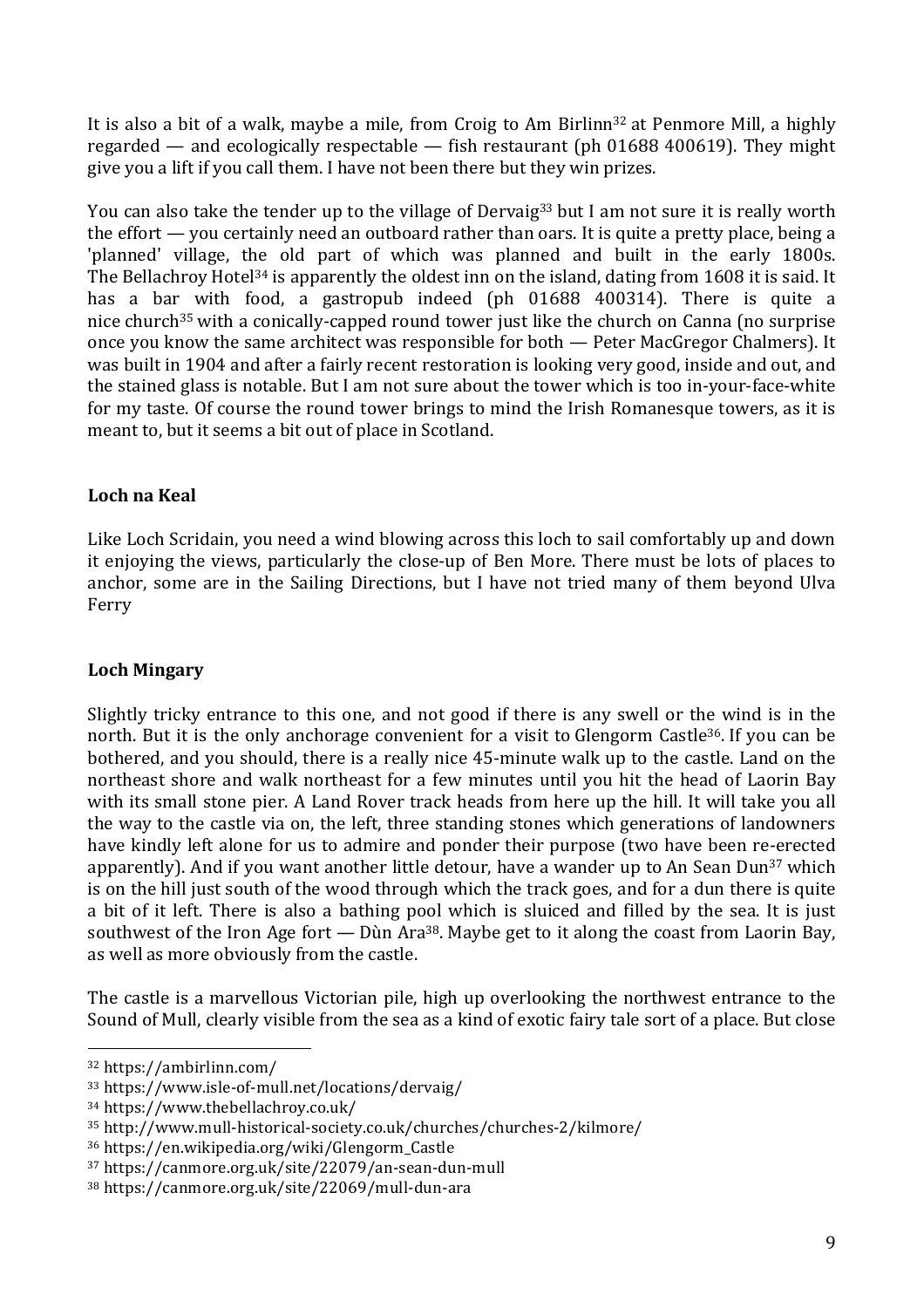It is also a bit of a walk, maybe a mile, from Croig to Am Birlinn[32] at Penmore Mill, a highly regarded — and ecologically respectable — fish restaurant (ph 01688 400619). They might give you a lift if you call them. I have not been there but they win prizes.

You can also take the tender up to the village of Dervaig[33] but I am not sure it is really worth the effort — you certainly need an outboard rather than oars. It is quite a pretty place, being a 'planned' village, the old part of which was planned and built in the early 1800s. The Bellachroy Hotel[34] is apparently the oldest inn on the island, dating from 1608 it is said. It has a bar with food, a gastropub indeed (ph 01688 400314). There is quite a nice church[35] with a conically-capped round tower just like the church on Canna (no surprise once you know the same architect was responsible for both — Peter MacGregor Chalmers). It was built in 1904 and after a fairly recent restoration is looking very good, inside and out, and the stained glass is notable. But I am not sure about the tower which is too in-your-face-white for my taste. Of course the round tower brings to mind the Irish Romanesque towers, as it is meant to, but it seems a bit out of place in Scotland.

**Loch na Keal**

Like Loch Scridain, you need a wind blowing across this loch to sail comfortably up and down it enjoying the views, particularly the close-up of Ben More. There must be lots of places to anchor, some are in the Sailing Directions, but I have not tried many of them beyond Ulva Ferry

**Loch Mingary**

Slightly tricky entrance to this one, and not good if there is any swell or the wind is in the north. But it is the only anchorage convenient for a visit to Glengorm Castle[36]. If you can be bothered, and you should, there is a really nice 45-minute walk up to the castle. Land on the northeast shore and walk northeast for a few minutes until you hit the head of Laorin Bay with its small stone pier. A Land Rover track heads from here up the hill. It will take you all the way to the castle via on, the left, three standing stones which generations of landowners have kindly left alone for us to admire and ponder their purpose (two have been re-erected apparently). And if you want another little detour, have a wander up to An Sean Dun[37] which is on the hill just south of the wood through which the track goes, and for a dun there is quite a bit of it left. There is also a bathing pool which is sluiced and filled by the sea. It is just southwest of the Iron Age fort — Dùn Ara[38]. Maybe get to it along the coast from Laorin Bay, as well as more obviously from the castle.

The castle is a marvellous Victorian pile, high up overlooking the northwest entrance to the Sound of Mull, clearly visible from the sea as a kind of exotic fairy tale sort of a place. But close

---

[32] https://ambirlinn.com/

[33] https://www.isle-of-mull.net/locations/dervaig/

[34] https://www.thebellachroy.co.uk/

[35] http://www.mull-historical-society.co.uk/churches/churches-2/kilmore/

[36] https://en.wikipedia.org/wiki/Glengorm_Castle

[37] https://canmore.org.uk/site/22079/an-sean-dun-mull

[38] https://canmore.org.uk/site/22069/mull-dun-ara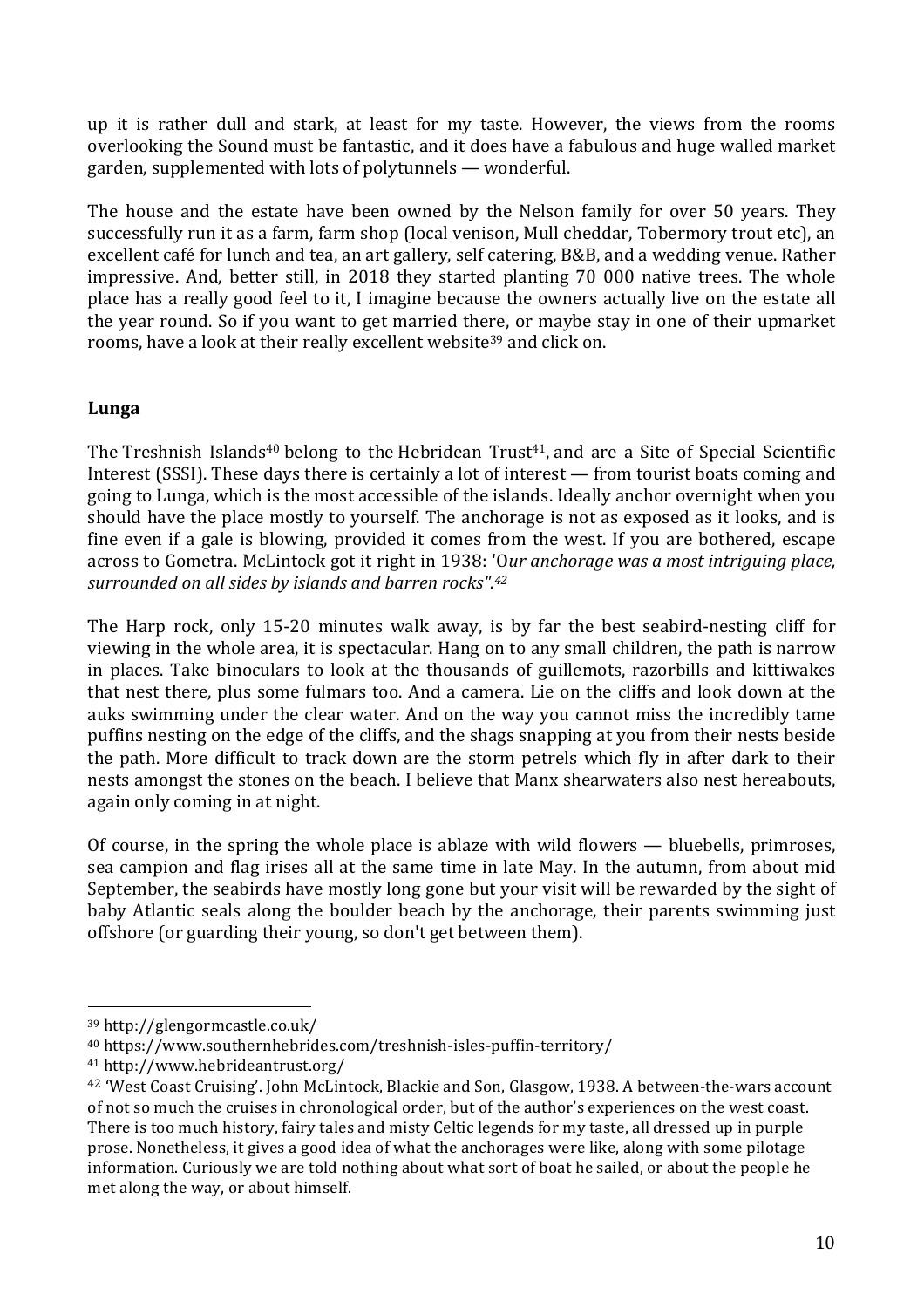up it is rather dull and stark, at least for my taste. However, the views from the rooms overlooking the Sound must be fantastic, and it does have a fabulous and huge walled market garden, supplemented with lots of polytunnels — wonderful.

The house and the estate have been owned by the Nelson family for over 50 years. They successfully run it as a farm, farm shop (local venison, Mull cheddar, Tobermory trout etc), an excellent café for lunch and tea, an art gallery, self catering, B&B, and a wedding venue. Rather impressive. And, better still, in 2018 they started planting 70 000 native trees. The whole place has a really good feel to it, I imagine because the owners actually live on the estate all the year round. So if you want to get married there, or maybe stay in one of their upmarket rooms, have a look at their really excellent website[39] and click on.

**Lunga**

The Treshnish Islands[40] belong to the Hebridean Trust[41], and are a Site of Special Scientific Interest (SSSI). These days there is certainly a lot of interest — from tourist boats coming and going to Lunga, which is the most accessible of the islands. Ideally anchor overnight when you should have the place mostly to yourself. The anchorage is not as exposed as it looks, and is fine even if a gale is blowing, provided it comes from the west. If you are bothered, escape across to Gometra. McLintock got it right in 1938: 'O*ur anchorage was a most intriguing place, surrounded on all sides by islands and barren rocks".[42]*

The Harp rock, only 15-20 minutes walk away, is by far the best seabird-nesting cliff for viewing in the whole area, it is spectacular. Hang on to any small children, the path is narrow in places. Take binoculars to look at the thousands of guillemots, razorbills and kittiwakes that nest there, plus some fulmars too. And a camera. Lie on the cliffs and look down at the auks swimming under the clear water. And on the way you cannot miss the incredibly tame puffins nesting on the edge of the cliffs, and the shags snapping at you from their nests beside the path. More difficult to track down are the storm petrels which fly in after dark to their nests amongst the stones on the beach. I believe that Manx shearwaters also nest hereabouts, again only coming in at night.

Of course, in the spring the whole place is ablaze with wild flowers — bluebells, primroses, sea campion and flag irises all at the same time in late May. In the autumn, from about mid September, the seabirds have mostly long gone but your visit will be rewarded by the sight of baby Atlantic seals along the boulder beach by the anchorage, their parents swimming just offshore (or guarding their young, so don't get between them).

---

[39] http://glengormcastle.co.uk/

[40] https://www.southernhebrides.com/treshnish-isles-puffin-territory/

[41] http://www.hebrideantrust.org/

[42] 'West Coast Cruising'. John McLintock, Blackie and Son, Glasgow, 1938. A between-the-wars account of not so much the cruises in chronological order, but of the author's experiences on the west coast. There is too much history, fairy tales and misty Celtic legends for my taste, all dressed up in purple prose. Nonetheless, it gives a good idea of what the anchorages were like, along with some pilotage information. Curiously we are told nothing about what sort of boat he sailed, or about the people he met along the way, or about himself.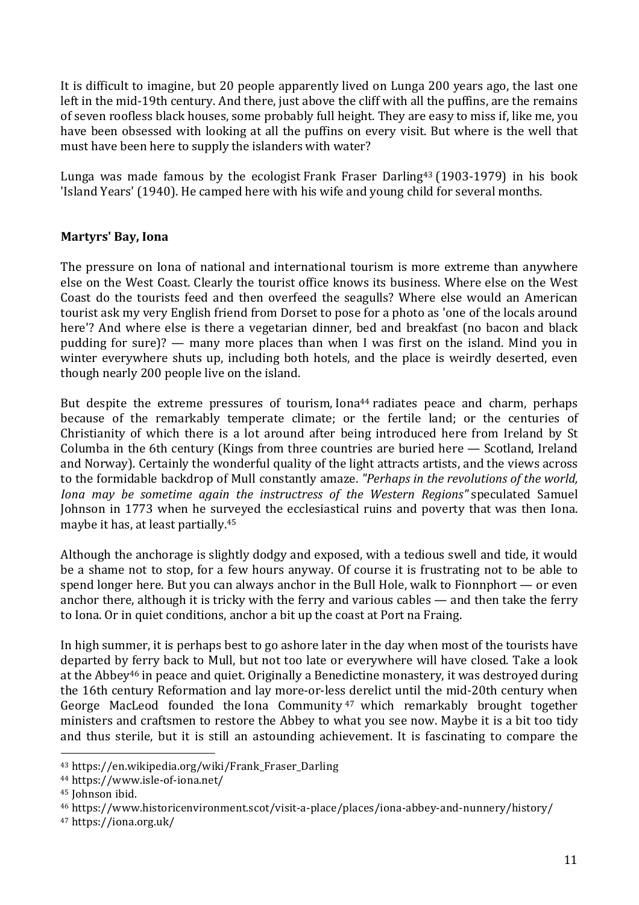It is difficult to imagine, but 20 people apparently lived on Lunga 200 years ago, the last one left in the mid-19th century. And there, just above the cliff with all the puffins, are the remains of seven roofless black houses, some probably full height. They are easy to miss if, like me, you have been obsessed with looking at all the puffins on every visit. But where is the well that must have been here to supply the islanders with water?

Lunga was made famous by the ecologist Frank Fraser Darling[43] (1903-1979) in his book 'Island Years' (1940). He camped here with his wife and young child for several months.

**Martyrs' Bay, Iona**

The pressure on Iona of national and international tourism is more extreme than anywhere else on the West Coast. Clearly the tourist office knows its business. Where else on the West Coast do the tourists feed and then overfeed the seagulls? Where else would an American tourist ask my very English friend from Dorset to pose for a photo as 'one of the locals around here'? And where else is there a vegetarian dinner, bed and breakfast (no bacon and black pudding for sure)? — many more places than when I was first on the island. Mind you in winter everywhere shuts up, including both hotels, and the place is weirdly deserted, even though nearly 200 people live on the island.

But despite the extreme pressures of tourism, Iona[44] radiates peace and charm, perhaps because of the remarkably temperate climate; or the fertile land; or the centuries of Christianity of which there is a lot around after being introduced here from Ireland by St Columba in the 6th century (Kings from three countries are buried here — Scotland, Ireland and Norway). Certainly the wonderful quality of the light attracts artists, and the views across to the formidable backdrop of Mull constantly amaze. *"Perhaps in the revolutions of the world, Iona may be sometime again the instructress of the Western Regions"* speculated Samuel Johnson in 1773 when he surveyed the ecclesiastical ruins and poverty that was then Iona. maybe it has, at least partially.[45]

Although the anchorage is slightly dodgy and exposed, with a tedious swell and tide, it would be a shame not to stop, for a few hours anyway. Of course it is frustrating not to be able to spend longer here. But you can always anchor in the Bull Hole, walk to Fionnphort — or even anchor there, although it is tricky with the ferry and various cables — and then take the ferry to Iona. Or in quiet conditions, anchor a bit up the coast at Port na Fraing.

In high summer, it is perhaps best to go ashore later in the day when most of the tourists have departed by ferry back to Mull, but not too late or everywhere will have closed. Take a look at the Abbey[46] in peace and quiet. Originally a Benedictine monastery, it was destroyed during the 16th century Reformation and lay more-or-less derelict until the mid-20th century when George MacLeod founded the Iona Community[47] which remarkably brought together ministers and craftsmen to restore the Abbey to what you see now. Maybe it is a bit too tidy and thus sterile, but it is still an astounding achievement. It is fascinating to compare the

---

[43] https://en.wikipedia.org/wiki/Frank_Fraser_Darling

[44] https://www.isle-of-iona.net/

[45] Johnson ibid.

[46] https://www.historicenvironment.scot/visit-a-place/places/iona-abbey-and-nunnery/history/

[47] https://iona.org.uk/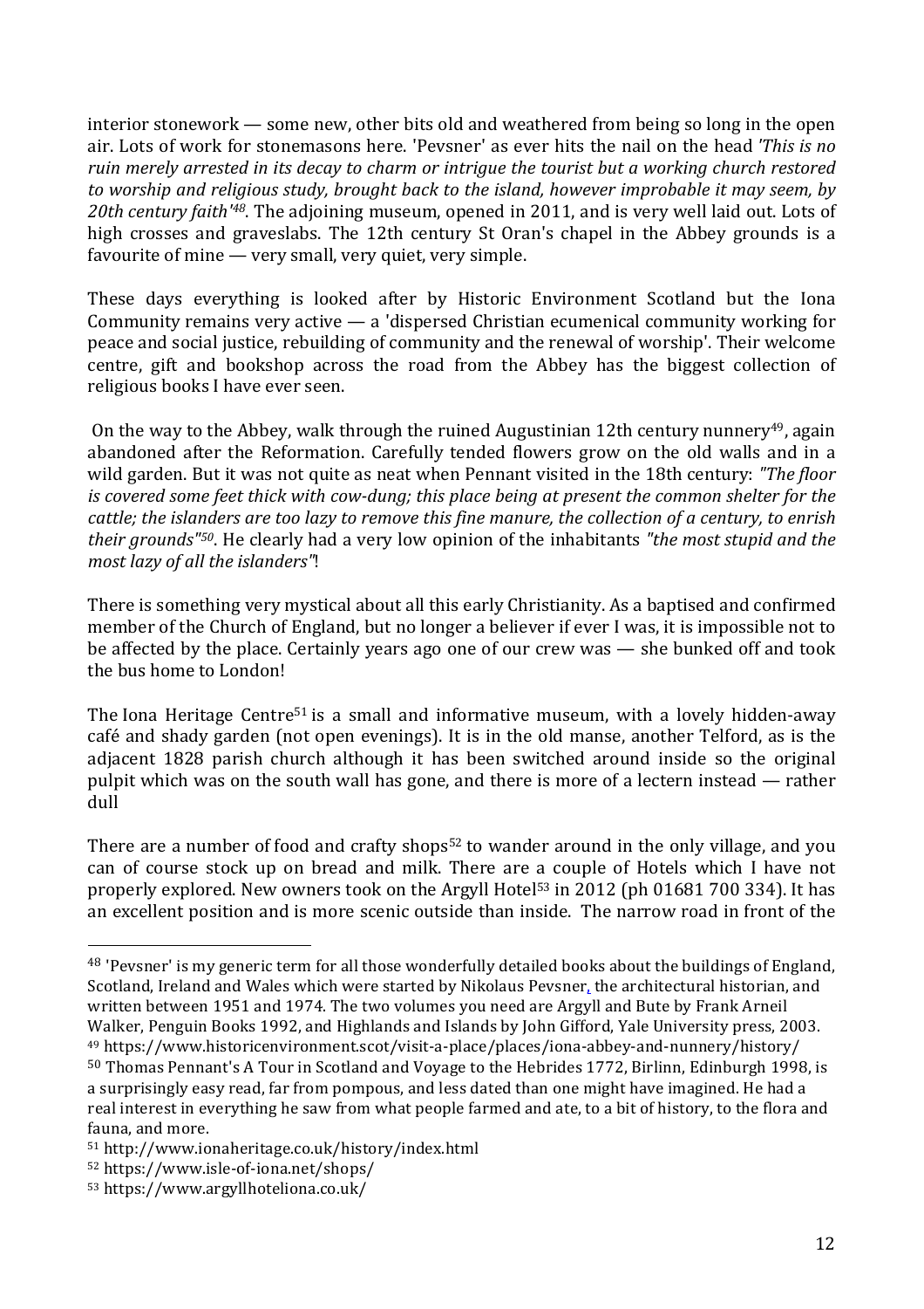interior stonework — some new, other bits old and weathered from being so long in the open air. Lots of work for stonemasons here. 'Pevsner' as ever hits the nail on the head *'This is no ruin merely arrested in its decay to charm or intrigue the tourist but a working church restored to worship and religious study, brought back to the island, however improbable it may seem, by 20th century faith'*[48]. The adjoining museum, opened in 2011, and is very well laid out. Lots of high crosses and graveslabs. The 12th century St Oran's chapel in the Abbey grounds is a favourite of mine — very small, very quiet, very simple.

These days everything is looked after by Historic Environment Scotland but the Iona Community remains very active — a 'dispersed Christian ecumenical community working for peace and social justice, rebuilding of community and the renewal of worship'. Their welcome centre, gift and bookshop across the road from the Abbey has the biggest collection of religious books I have ever seen.

On the way to the Abbey, walk through the ruined Augustinian 12th century nunnery[49], again abandoned after the Reformation. Carefully tended flowers grow on the old walls and in a wild garden. But it was not quite as neat when Pennant visited in the 18th century: *"The floor is covered some feet thick with cow-dung; this place being at present the common shelter for the cattle; the islanders are too lazy to remove this fine manure, the collection of a century, to enrish their grounds"*[50]. He clearly had a very low opinion of the inhabitants *"the most stupid and the most lazy of all the islanders"*!

There is something very mystical about all this early Christianity. As a baptised and confirmed member of the Church of England, but no longer a believer if ever I was, it is impossible not to be affected by the place. Certainly years ago one of our crew was — she bunked off and took the bus home to London!

The Iona Heritage Centre[51] is a small and informative museum, with a lovely hidden-away café and shady garden (not open evenings). It is in the old manse, another Telford, as is the adjacent 1828 parish church although it has been switched around inside so the original pulpit which was on the south wall has gone, and there is more of a lectern instead — rather dull

There are a number of food and crafty shops[52] to wander around in the only village, and you can of course stock up on bread and milk. There are a couple of Hotels which I have not properly explored. New owners took on the Argyll Hotel[53] in 2012 (ph 01681 700 334). It has an excellent position and is more scenic outside than inside. The narrow road in front of the

---

[48] 'Pevsner' is my generic term for all those wonderfully detailed books about the buildings of England, Scotland, Ireland and Wales which were started by Nikolaus Pevsner, the architectural historian, and written between 1951 and 1974. The two volumes you need are Argyll and Bute by Frank Arneil Walker, Penguin Books 1992, and Highlands and Islands by John Gifford, Yale University press, 2003.

[49] https://www.historicenvironment.scot/visit-a-place/places/iona-abbey-and-nunnery/history/

[50] Thomas Pennant's A Tour in Scotland and Voyage to the Hebrides 1772, Birlinn, Edinburgh 1998, is a surprisingly easy read, far from pompous, and less dated than one might have imagined. He had a real interest in everything he saw from what people farmed and ate, to a bit of history, to the flora and fauna, and more.

[51] http://www.ionaheritage.co.uk/history/index.html

[52] https://www.isle-of-iona.net/shops/

[53] https://www.argyllhoteliona.co.uk/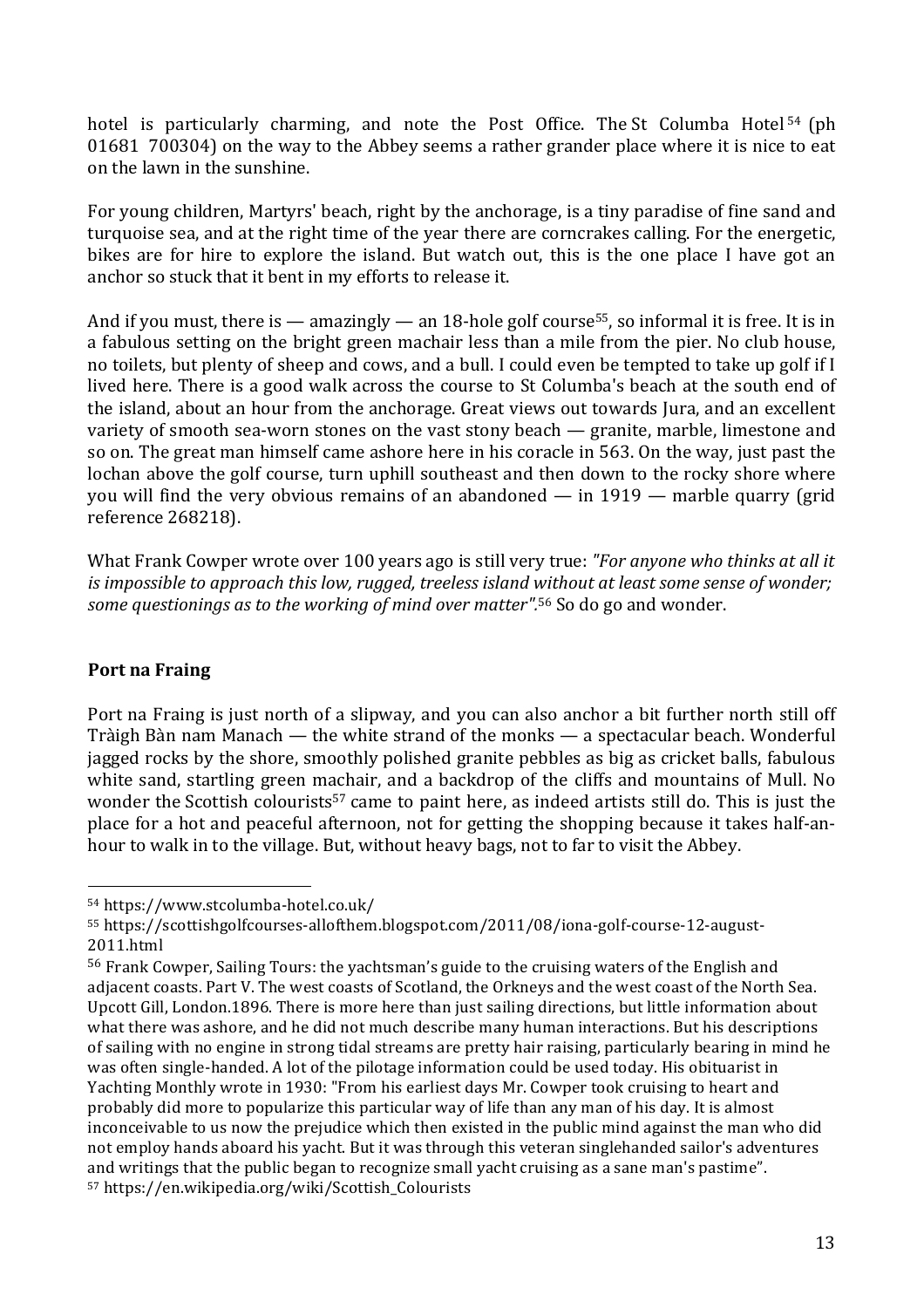hotel is particularly charming, and note the Post Office. The St Columba Hotel[54] (ph 01681 700304) on the way to the Abbey seems a rather grander place where it is nice to eat on the lawn in the sunshine.

For young children, Martyrs' beach, right by the anchorage, is a tiny paradise of fine sand and turquoise sea, and at the right time of the year there are corncrakes calling. For the energetic, bikes are for hire to explore the island. But watch out, this is the one place I have got an anchor so stuck that it bent in my efforts to release it.

And if you must, there is — amazingly — an 18-hole golf course[55], so informal it is free. It is in a fabulous setting on the bright green machair less than a mile from the pier. No club house, no toilets, but plenty of sheep and cows, and a bull. I could even be tempted to take up golf if I lived here. There is a good walk across the course to St Columba's beach at the south end of the island, about an hour from the anchorage. Great views out towards Jura, and an excellent variety of smooth sea-worn stones on the vast stony beach — granite, marble, limestone and so on. The great man himself came ashore here in his coracle in 563. On the way, just past the lochan above the golf course, turn uphill southeast and then down to the rocky shore where you will find the very obvious remains of an abandoned — in 1919 — marble quarry (grid reference 268218).

What Frank Cowper wrote over 100 years ago is still very true: *"For anyone who thinks at all it is impossible to approach this low, rugged, treeless island without at least some sense of wonder; some questionings as to the working of mind over matter".*[56] So do go and wonder.

## Port na Fraing

Port na Fraing is just north of a slipway, and you can also anchor a bit further north still off Tràigh Bàn nam Manach — the white strand of the monks — a spectacular beach. Wonderful jagged rocks by the shore, smoothly polished granite pebbles as big as cricket balls, fabulous white sand, startling green machair, and a backdrop of the cliffs and mountains of Mull. No wonder the Scottish colourists[57] came to paint here, as indeed artists still do. This is just the place for a hot and peaceful afternoon, not for getting the shopping because it takes half-an-hour to walk in to the village. But, without heavy bags, not to far to visit the Abbey.

---

[54] https://www.stcolumba-hotel.co.uk/

[55] https://scottishgolfcourses-allofthem.blogspot.com/2011/08/iona-golf-course-12-august-2011.html

[56] Frank Cowper, Sailing Tours: the yachtsman's guide to the cruising waters of the English and adjacent coasts. Part V. The west coasts of Scotland, the Orkneys and the west coast of the North Sea. Upcott Gill, London.1896. There is more here than just sailing directions, but little information about what there was ashore, and he did not much describe many human interactions. But his descriptions of sailing with no engine in strong tidal streams are pretty hair raising, particularly bearing in mind he was often single-handed. A lot of the pilotage information could be used today. His obituarist in Yachting Monthly wrote in 1930: "From his earliest days Mr. Cowper took cruising to heart and probably did more to popularize this particular way of life than any man of his day. It is almost inconceivable to us now the prejudice which then existed in the public mind against the man who did not employ hands aboard his yacht. But it was through this veteran singlehanded sailor's adventures and writings that the public began to recognize small yacht cruising as a sane man's pastime".

[57] https://en.wikipedia.org/wiki/Scottish_Colourists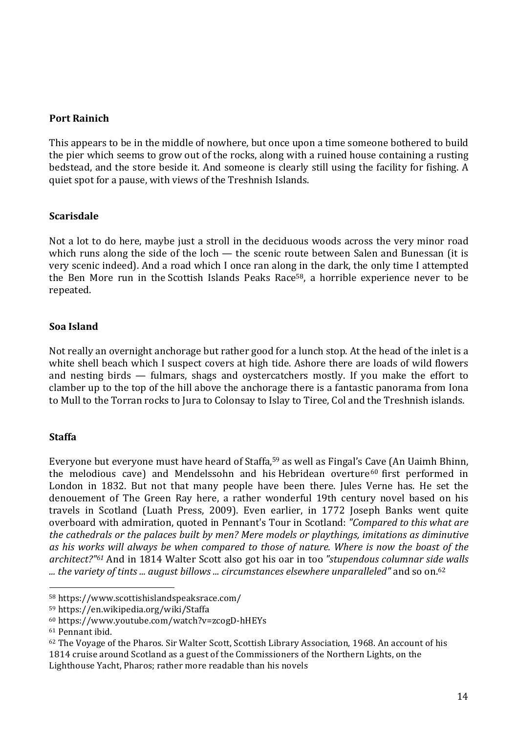**Port Rainich**

This appears to be in the middle of nowhere, but once upon a time someone bothered to build the pier which seems to grow out of the rocks, along with a ruined house containing a rusting bedstead, and the store beside it. And someone is clearly still using the facility for fishing. A quiet spot for a pause, with views of the Treshnish Islands.

**Scarisdale**

Not a lot to do here, maybe just a stroll in the deciduous woods across the very minor road which runs along the side of the loch — the scenic route between Salen and Bunessan (it is very scenic indeed). And a road which I once ran along in the dark, the only time I attempted the Ben More run in the Scottish Islands Peaks Race[58], a horrible experience never to be repeated.

**Soa Island**

Not really an overnight anchorage but rather good for a lunch stop. At the head of the inlet is a white shell beach which I suspect covers at high tide. Ashore there are loads of wild flowers and nesting birds — fulmars, shags and oystercatchers mostly. If you make the effort to clamber up to the top of the hill above the anchorage there is a fantastic panorama from Iona to Mull to the Torran rocks to Jura to Colonsay to Islay to Tiree, Col and the Treshnish islands.

**Staffa**

Everyone but everyone must have heard of Staffa,[59] as well as Fingal's Cave (An Uaimh Bhinn, the melodious cave) and Mendelssohn and his Hebridean overture[60] first performed in London in 1832. But not that many people have been there. Jules Verne has. He set the denouement of The Green Ray here, a rather wonderful 19th century novel based on his travels in Scotland (Luath Press, 2009). Even earlier, in 1772 Joseph Banks went quite overboard with admiration, quoted in Pennant's Tour in Scotland: *"Compared to this what are the cathedrals or the palaces built by men? Mere models or playthings, imitations as diminutive as his works will always be when compared to those of nature. Where is now the boast of the architect?"[61]* And in 1814 Walter Scott also got his oar in too *"stupendous columnar side walls ... the variety of tints ... august billows ... circumstances elsewhere unparalleled"* and so on.[62]

---

[58] https://www.scottishislandspeaksrace.com/

[59] https://en.wikipedia.org/wiki/Staffa

[60] https://www.youtube.com/watch?v=zcogD-hHEYs

[61] Pennant ibid.

[62] The Voyage of the Pharos. Sir Walter Scott, Scottish Library Association, 1968. An account of his 1814 cruise around Scotland as a guest of the Commissioners of the Northern Lights, on the Lighthouse Yacht, Pharos; rather more readable than his novels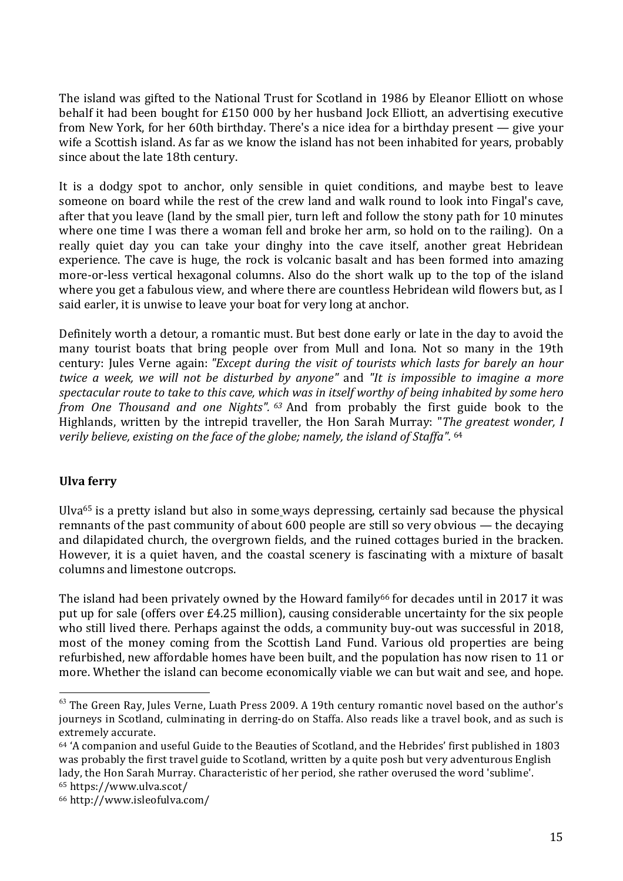The island was gifted to the National Trust for Scotland in 1986 by Eleanor Elliott on whose behalf it had been bought for £150 000 by her husband Jock Elliott, an advertising executive from New York, for her 60th birthday. There's a nice idea for a birthday present — give your wife a Scottish island. As far as we know the island has not been inhabited for years, probably since about the late 18th century.

It is a dodgy spot to anchor, only sensible in quiet conditions, and maybe best to leave someone on board while the rest of the crew land and walk round to look into Fingal's cave, after that you leave (land by the small pier, turn left and follow the stony path for 10 minutes where one time I was there a woman fell and broke her arm, so hold on to the railing). On a really quiet day you can take your dinghy into the cave itself, another great Hebridean experience. The cave is huge, the rock is volcanic basalt and has been formed into amazing more-or-less vertical hexagonal columns. Also do the short walk up to the top of the island where you get a fabulous view, and where there are countless Hebridean wild flowers but, as I said earler, it is unwise to leave your boat for very long at anchor.

Definitely worth a detour, a romantic must. But best done early or late in the day to avoid the many tourist boats that bring people over from Mull and Iona. Not so many in the 19th century: Jules Verne again: *"Except during the visit of tourists which lasts for barely an hour twice a week, we will not be disturbed by anyone"* and *"It is impossible to imagine a more spectacular route to take to this cave, which was in itself worthy of being inhabited by some hero from One Thousand and one Nights".* [63] And from probably the first guide book to the Highlands, written by the intrepid traveller, the Hon Sarah Murray: "*The greatest wonder, I verily believe, existing on the face of the globe; namely, the island of Staffa".* [64]

## Ulva ferry

Ulva[65] is a pretty island but also in some ways depressing, certainly sad because the physical remnants of the past community of about 600 people are still so very obvious — the decaying and dilapidated church, the overgrown fields, and the ruined cottages buried in the bracken. However, it is a quiet haven, and the coastal scenery is fascinating with a mixture of basalt columns and limestone outcrops.

The island had been privately owned by the Howard family[66] for decades until in 2017 it was put up for sale (offers over £4.25 million), causing considerable uncertainty for the six people who still lived there. Perhaps against the odds, a community buy-out was successful in 2018, most of the money coming from the Scottish Land Fund. Various old properties are being refurbished, new affordable homes have been built, and the population has now risen to 11 or more. Whether the island can become economically viable we can but wait and see, and hope.

---

[63] The Green Ray, Jules Verne, Luath Press 2009. A 19th century romantic novel based on the author's journeys in Scotland, culminating in derring-do on Staffa. Also reads like a travel book, and as such is extremely accurate.

[64] 'A companion and useful Guide to the Beauties of Scotland, and the Hebrides' first published in 1803 was probably the first travel guide to Scotland, written by a quite posh but very adventurous English lady, the Hon Sarah Murray. Characteristic of her period, she rather overused the word 'sublime'.

[65] https://www.ulva.scot/

[66] http://www.isleofulva.com/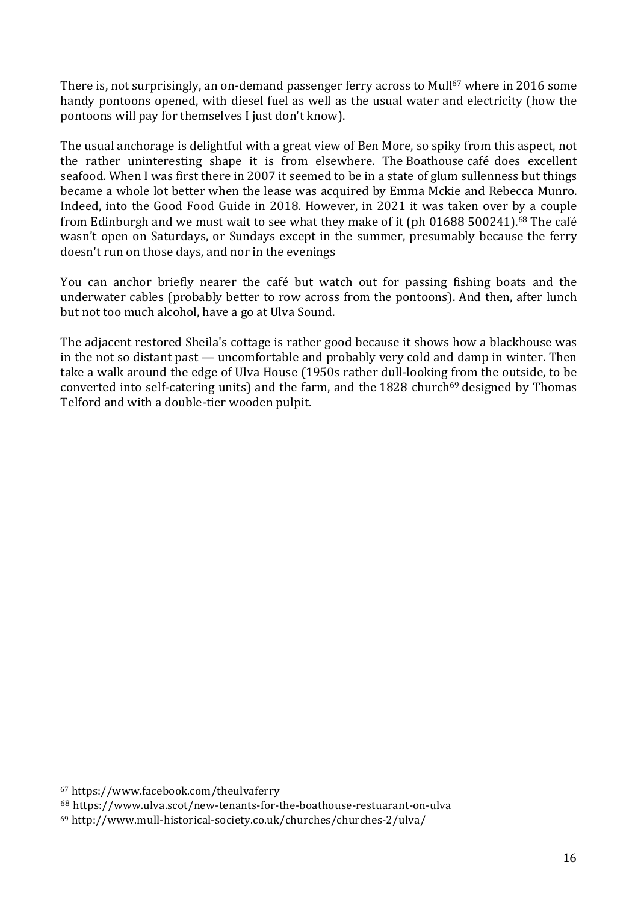There is, not surprisingly, an on-demand passenger ferry across to Mull[67] where in 2016 some handy pontoons opened, with diesel fuel as well as the usual water and electricity (how the pontoons will pay for themselves I just don't know).

The usual anchorage is delightful with a great view of Ben More, so spiky from this aspect, not the rather uninteresting shape it is from elsewhere. The Boathouse café does excellent seafood. When I was first there in 2007 it seemed to be in a state of glum sullenness but things became a whole lot better when the lease was acquired by Emma Mckie and Rebecca Munro. Indeed, into the Good Food Guide in 2018. However, in 2021 it was taken over by a couple from Edinburgh and we must wait to see what they make of it (ph 01688 500241).[68] The café wasn't open on Saturdays, or Sundays except in the summer, presumably because the ferry doesn't run on those days, and nor in the evenings

You can anchor briefly nearer the café but watch out for passing fishing boats and the underwater cables (probably better to row across from the pontoons). And then, after lunch but not too much alcohol, have a go at Ulva Sound.

The adjacent restored Sheila's cottage is rather good because it shows how a blackhouse was in the not so distant past — uncomfortable and probably very cold and damp in winter. Then take a walk around the edge of Ulva House (1950s rather dull-looking from the outside, to be converted into self-catering units) and the farm, and the 1828 church[69] designed by Thomas Telford and with a double-tier wooden pulpit.

---

[67] https://www.facebook.com/theulvaferry

[68] https://www.ulva.scot/new-tenants-for-the-boathouse-restuarant-on-ulva

[69] http://www.mull-historical-society.co.uk/churches/churches-2/ulva/